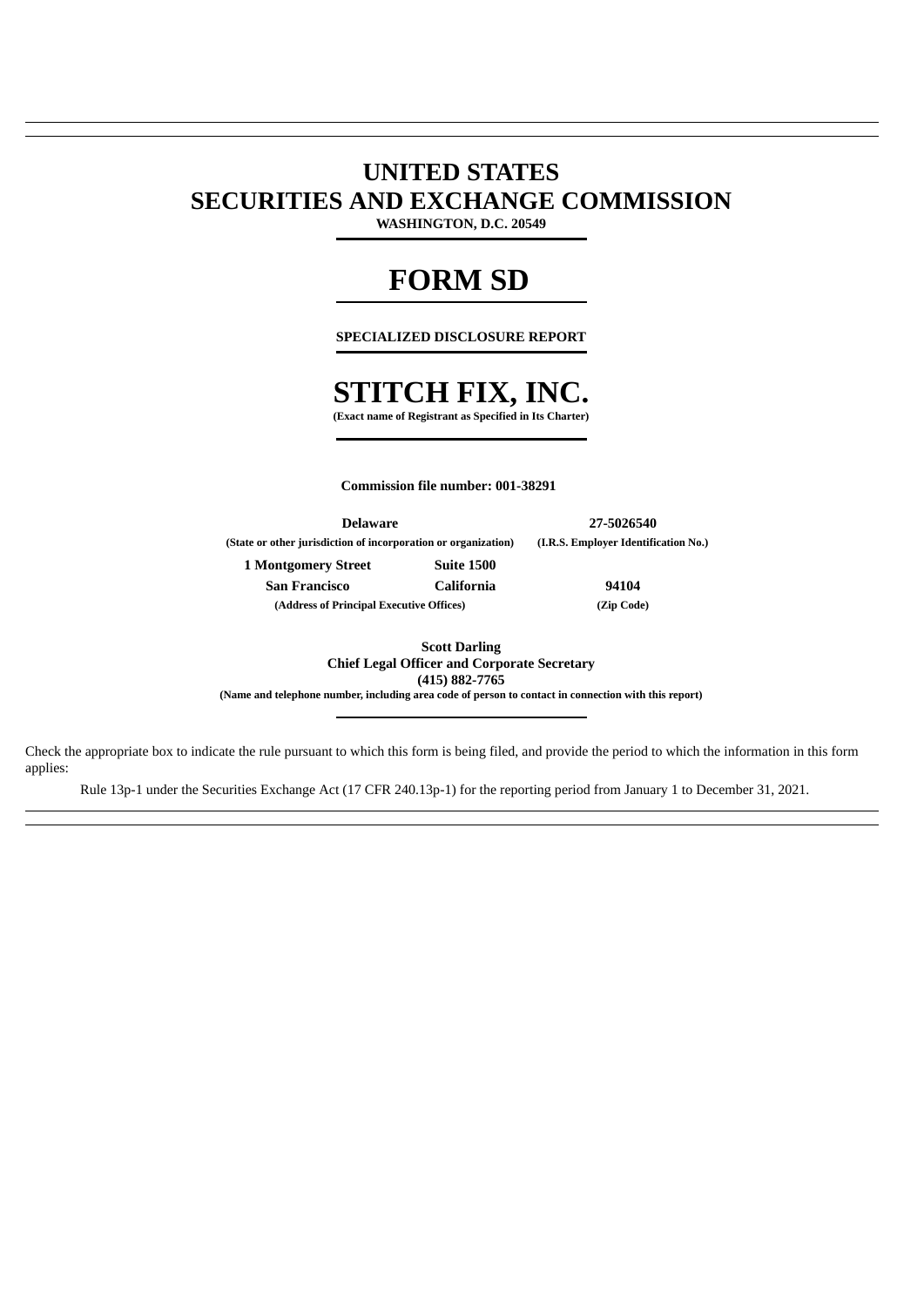# UNITED STATES
# SECURITIES AND EXCHANGE COMMISSION

**WASHINGTON, D.C. 20549**

# FORM SD

**SPECIALIZED DISCLOSURE REPORT**

# STITCH FIX, INC.

**(Exact name of Registrant as Specified in Its Charter)**

**Commission file number: 001-38291**

| **Delaware** | **27-5026540** |
|---|---|
| **(State or other jurisdiction of incorporation or organization)** | **(I.R.S. Employer Identification No.)** |

| **1 Montgomery Street** | **Suite 1500** | |
|---|---|---|
| **San Francisco** | **California** | **94104** |
| **(Address of Principal Executive Offices)** | | **(Zip Code)** |

**Scott Darling**
**Chief Legal Officer and Corporate Secretary**
**(415) 882-7765**
**(Name and telephone number, including area code of person to contact in connection with this report)**

Check the appropriate box to indicate the rule pursuant to which this form is being filed, and provide the period to which the information in this form applies:

Rule 13p-1 under the Securities Exchange Act (17 CFR 240.13p-1) for the reporting period from January 1 to December 31, 2021.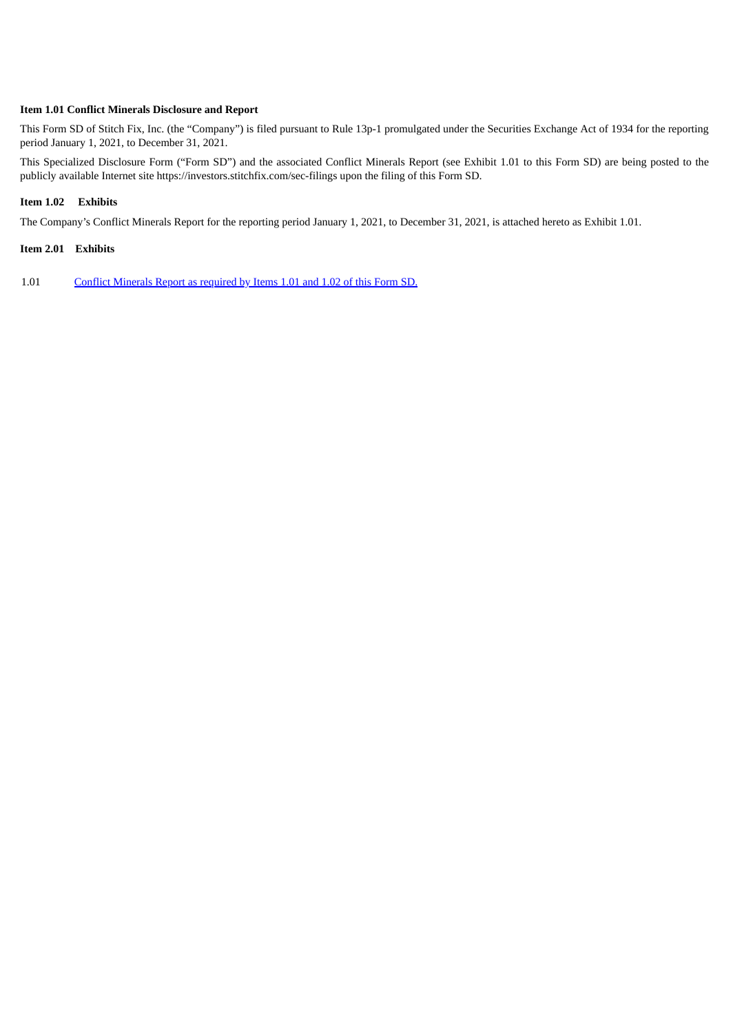**Item 1.01 Conflict Minerals Disclosure and Report**

This Form SD of Stitch Fix, Inc. (the "Company") is filed pursuant to Rule 13p-1 promulgated under the Securities Exchange Act of 1934 for the reporting period January 1, 2021, to December 31, 2021.

This Specialized Disclosure Form ("Form SD") and the associated Conflict Minerals Report (see Exhibit 1.01 to this Form SD) are being posted to the publicly available Internet site https://investors.stitchfix.com/sec-filings upon the filing of this Form SD.

**Item 1.02 Exhibits**

The Company's Conflict Minerals Report for the reporting period January 1, 2021, to December 31, 2021, is attached hereto as Exhibit 1.01.

**Item 2.01 Exhibits**

1.01 Conflict Minerals Report as required by Items 1.01 and 1.02 of this Form SD.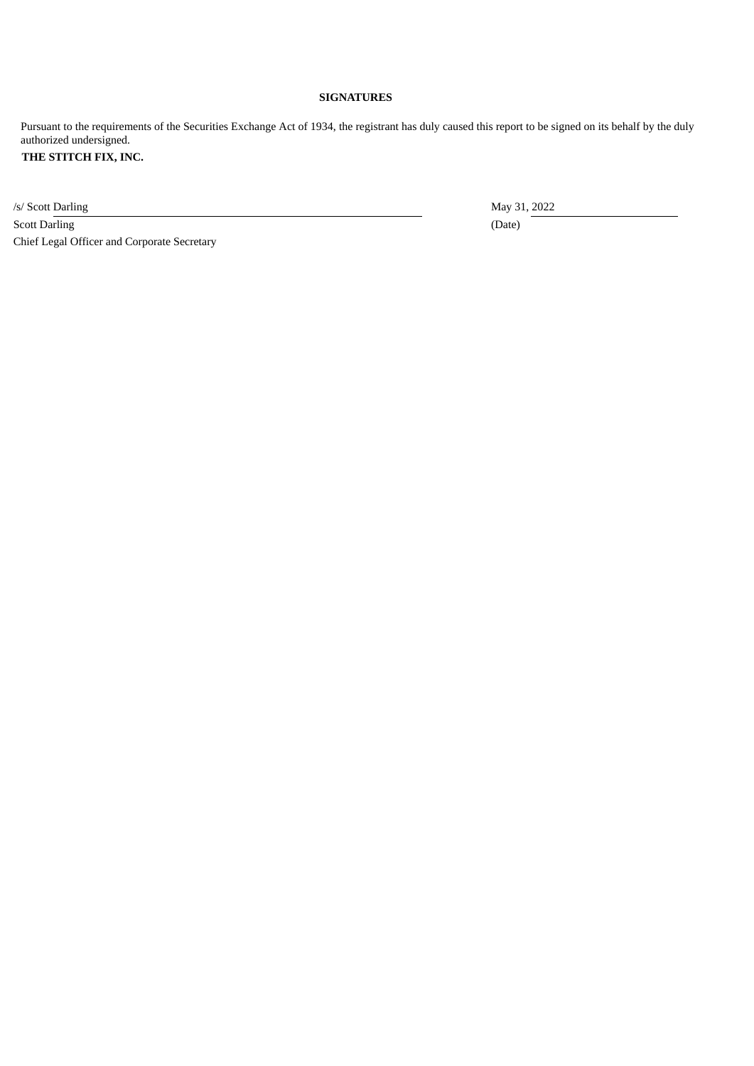**SIGNATURES**

Pursuant to the requirements of the Securities Exchange Act of 1934, the registrant has duly caused this report to be signed on its behalf by the duly authorized undersigned.

**THE STITCH FIX, INC.**

| | |
|---|---|
| /s/ Scott Darling | May 31, 2022 |
| Scott Darling | (Date) |
| Chief Legal Officer and Corporate Secretary | |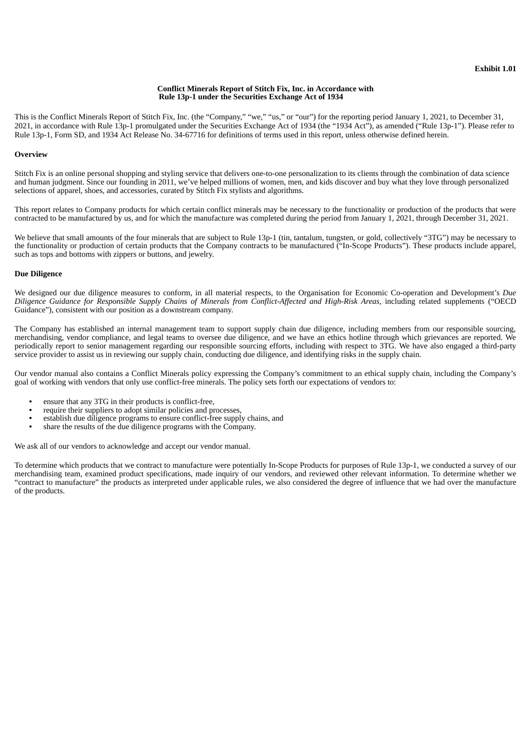**Exhibit 1.01**

**Conflict Minerals Report of Stitch Fix, Inc. in Accordance with Rule 13p-1 under the Securities Exchange Act of 1934**

This is the Conflict Minerals Report of Stitch Fix, Inc. (the "Company," "we," "us," or "our") for the reporting period January 1, 2021, to December 31, 2021, in accordance with Rule 13p-1 promulgated under the Securities Exchange Act of 1934 (the "1934 Act"), as amended ("Rule 13p-1"). Please refer to Rule 13p-1, Form SD, and 1934 Act Release No. 34-67716 for definitions of terms used in this report, unless otherwise defined herein.

**Overview**

Stitch Fix is an online personal shopping and styling service that delivers one-to-one personalization to its clients through the combination of data science and human judgment. Since our founding in 2011, we've helped millions of women, men, and kids discover and buy what they love through personalized selections of apparel, shoes, and accessories, curated by Stitch Fix stylists and algorithms.

This report relates to Company products for which certain conflict minerals may be necessary to the functionality or production of the products that were contracted to be manufactured by us, and for which the manufacture was completed during the period from January 1, 2021, through December 31, 2021.

We believe that small amounts of the four minerals that are subject to Rule 13p-1 (tin, tantalum, tungsten, or gold, collectively "3TG") may be necessary to the functionality or production of certain products that the Company contracts to be manufactured ("In-Scope Products"). These products include apparel, such as tops and bottoms with zippers or buttons, and jewelry.

**Due Diligence**

We designed our due diligence measures to conform, in all material respects, to the Organisation for Economic Co-operation and Development's *Due Diligence Guidance for Responsible Supply Chains of Minerals from Conflict-Affected and High-Risk Areas,* including related supplements ("OECD Guidance"), consistent with our position as a downstream company.

The Company has established an internal management team to support supply chain due diligence, including members from our responsible sourcing, merchandising, vendor compliance, and legal teams to oversee due diligence, and we have an ethics hotline through which grievances are reported. We periodically report to senior management regarding our responsible sourcing efforts, including with respect to 3TG. We have also engaged a third-party service provider to assist us in reviewing our supply chain, conducting due diligence, and identifying risks in the supply chain.

Our vendor manual also contains a Conflict Minerals policy expressing the Company's commitment to an ethical supply chain, including the Company's goal of working with vendors that only use conflict-free minerals. The policy sets forth our expectations of vendors to:

- ensure that any 3TG in their products is conflict-free,
- require their suppliers to adopt similar policies and processes,
- establish due diligence programs to ensure conflict-free supply chains, and
- share the results of the due diligence programs with the Company.

We ask all of our vendors to acknowledge and accept our vendor manual.

To determine which products that we contract to manufacture were potentially In-Scope Products for purposes of Rule 13p-1, we conducted a survey of our merchandising team, examined product specifications, made inquiry of our vendors, and reviewed other relevant information. To determine whether we "contract to manufacture" the products as interpreted under applicable rules, we also considered the degree of influence that we had over the manufacture of the products.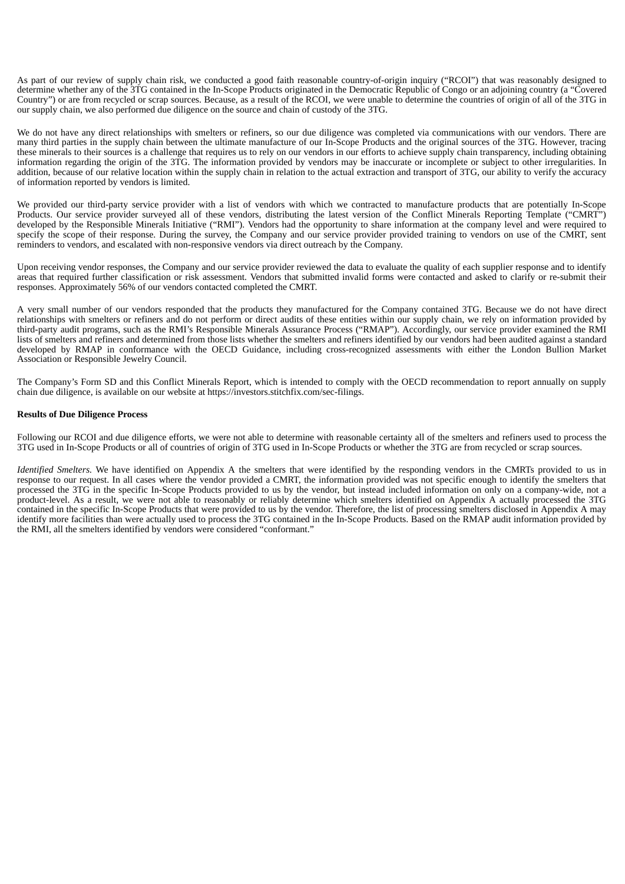As part of our review of supply chain risk, we conducted a good faith reasonable country-of-origin inquiry ("RCOI") that was reasonably designed to determine whether any of the 3TG contained in the In-Scope Products originated in the Democratic Republic of Congo or an adjoining country (a "Covered Country") or are from recycled or scrap sources. Because, as a result of the RCOI, we were unable to determine the countries of origin of all of the 3TG in our supply chain, we also performed due diligence on the source and chain of custody of the 3TG.

We do not have any direct relationships with smelters or refiners, so our due diligence was completed via communications with our vendors. There are many third parties in the supply chain between the ultimate manufacture of our In-Scope Products and the original sources of the 3TG. However, tracing these minerals to their sources is a challenge that requires us to rely on our vendors in our efforts to achieve supply chain transparency, including obtaining information regarding the origin of the 3TG. The information provided by vendors may be inaccurate or incomplete or subject to other irregularities. In addition, because of our relative location within the supply chain in relation to the actual extraction and transport of 3TG, our ability to verify the accuracy of information reported by vendors is limited.

We provided our third-party service provider with a list of vendors with which we contracted to manufacture products that are potentially In-Scope Products. Our service provider surveyed all of these vendors, distributing the latest version of the Conflict Minerals Reporting Template ("CMRT") developed by the Responsible Minerals Initiative ("RMI"). Vendors had the opportunity to share information at the company level and were required to specify the scope of their response. During the survey, the Company and our service provider provided training to vendors on use of the CMRT, sent reminders to vendors, and escalated with non-responsive vendors via direct outreach by the Company.

Upon receiving vendor responses, the Company and our service provider reviewed the data to evaluate the quality of each supplier response and to identify areas that required further classification or risk assessment. Vendors that submitted invalid forms were contacted and asked to clarify or re-submit their responses. Approximately 56% of our vendors contacted completed the CMRT.

A very small number of our vendors responded that the products they manufactured for the Company contained 3TG. Because we do not have direct relationships with smelters or refiners and do not perform or direct audits of these entities within our supply chain, we rely on information provided by third-party audit programs, such as the RMI's Responsible Minerals Assurance Process ("RMAP"). Accordingly, our service provider examined the RMI lists of smelters and refiners and determined from those lists whether the smelters and refiners identified by our vendors had been audited against a standard developed by RMAP in conformance with the OECD Guidance, including cross-recognized assessments with either the London Bullion Market Association or Responsible Jewelry Council.

The Company's Form SD and this Conflict Minerals Report, which is intended to comply with the OECD recommendation to report annually on supply chain due diligence, is available on our website at https://investors.stitchfix.com/sec-filings.

**Results of Due Diligence Process**

Following our RCOI and due diligence efforts, we were not able to determine with reasonable certainty all of the smelters and refiners used to process the 3TG used in In-Scope Products or all of countries of origin of 3TG used in In-Scope Products or whether the 3TG are from recycled or scrap sources.

*Identified Smelters.* We have identified on Appendix A the smelters that were identified by the responding vendors in the CMRTs provided to us in response to our request. In all cases where the vendor provided a CMRT, the information provided was not specific enough to identify the smelters that processed the 3TG in the specific In-Scope Products provided to us by the vendor, but instead included information on only on a company-wide, not a product-level. As a result, we were not able to reasonably or reliably determine which smelters identified on Appendix A actually processed the 3TG contained in the specific In-Scope Products that were provided to us by the vendor. Therefore, the list of processing smelters disclosed in Appendix A may identify more facilities than were actually used to process the 3TG contained in the In-Scope Products. Based on the RMAP audit information provided by the RMI, all the smelters identified by vendors were considered "conformant."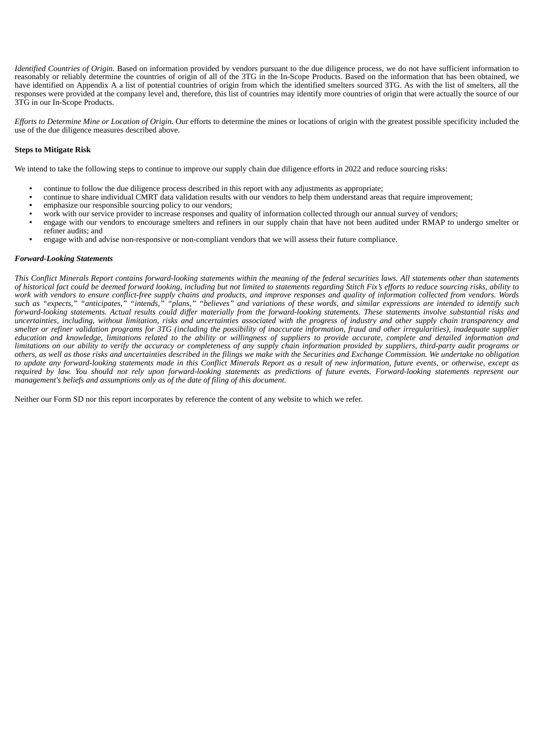*Identified Countries of Origin.* Based on information provided by vendors pursuant to the due diligence process, we do not have sufficient information to reasonably or reliably determine the countries of origin of all of the 3TG in the In-Scope Products. Based on the information that has been obtained, we have identified on Appendix A a list of potential countries of origin from which the identified smelters sourced 3TG. As with the list of smelters, all the responses were provided at the company level and, therefore, this list of countries may identify more countries of origin that were actually the source of our 3TG in our In-Scope Products.

*Efforts to Determine Mine or Location of Origin.* Our efforts to determine the mines or locations of origin with the greatest possible specificity included the use of the due diligence measures described above.

**Steps to Mitigate Risk**

We intend to take the following steps to continue to improve our supply chain due diligence efforts in 2022 and reduce sourcing risks:

- continue to follow the due diligence process described in this report with any adjustments as appropriate;
- continue to share individual CMRT data validation results with our vendors to help them understand areas that require improvement;
- emphasize our responsible sourcing policy to our vendors;
- work with our service provider to increase responses and quality of information collected through our annual survey of vendors;
- engage with our vendors to encourage smelters and refiners in our supply chain that have not been audited under RMAP to undergo smelter or refiner audits; and
- engage with and advise non-responsive or non-compliant vendors that we will assess their future compliance.

***Forward-Looking Statements***

*This Conflict Minerals Report contains forward-looking statements within the meaning of the federal securities laws. All statements other than statements of historical fact could be deemed forward looking, including but not limited to statements regarding Stitch Fix's efforts to reduce sourcing risks, ability to work with vendors to ensure conflict-free supply chains and products, and improve responses and quality of information collected from vendors. Words such as "expects," "anticipates," "intends," "plans," "believes" and variations of these words, and similar expressions are intended to identify such forward-looking statements. Actual results could differ materially from the forward-looking statements. These statements involve substantial risks and uncertainties, including, without limitation, risks and uncertainties associated with the progress of industry and other supply chain transparency and smelter or refiner validation programs for 3TG (including the possibility of inaccurate information, fraud and other irregularities), inadequate supplier education and knowledge, limitations related to the ability or willingness of suppliers to provide accurate, complete and detailed information and limitations on our ability to verify the accuracy or completeness of any supply chain information provided by suppliers, third-party audit programs or others, as well as those risks and uncertainties described in the filings we make with the Securities and Exchange Commission. We undertake no obligation to update any forward-looking statements made in this Conflict Minerals Report as a result of new information, future events, or otherwise, except as required by law. You should not rely upon forward-looking statements as predictions of future events. Forward-looking statements represent our management's beliefs and assumptions only as of the date of filing of this document.*

Neither our Form SD nor this report incorporates by reference the content of any website to which we refer.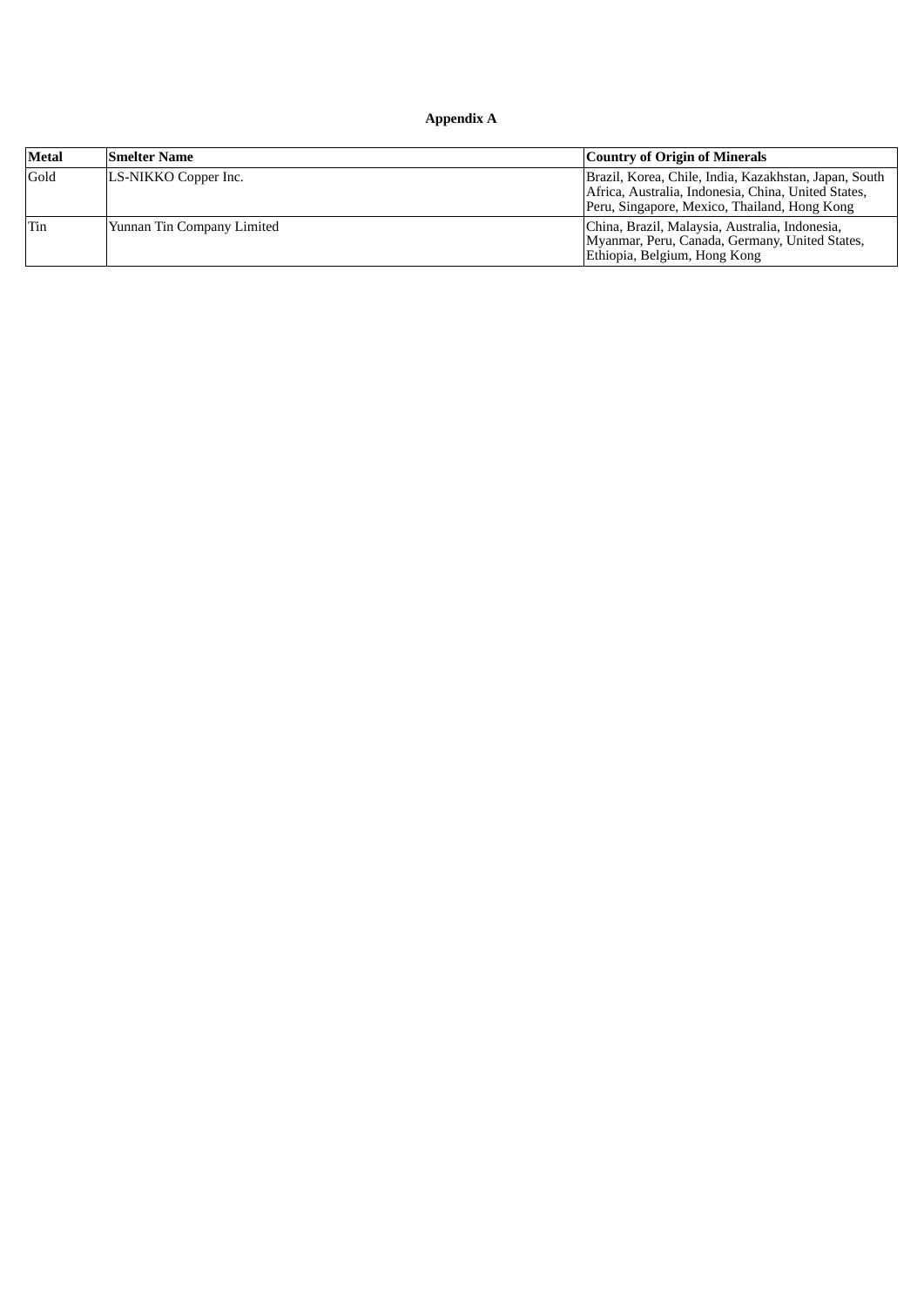# Appendix A

| Metal | Smelter Name | Country of Origin of Minerals |
|---|---|---|
| Gold | LS-NIKKO Copper Inc. | Brazil, Korea, Chile, India, Kazakhstan, Japan, South Africa, Australia, Indonesia, China, United States, Peru, Singapore, Mexico, Thailand, Hong Kong |
| Tin | Yunnan Tin Company Limited | China, Brazil, Malaysia, Australia, Indonesia, Myanmar, Peru, Canada, Germany, United States, Ethiopia, Belgium, Hong Kong |